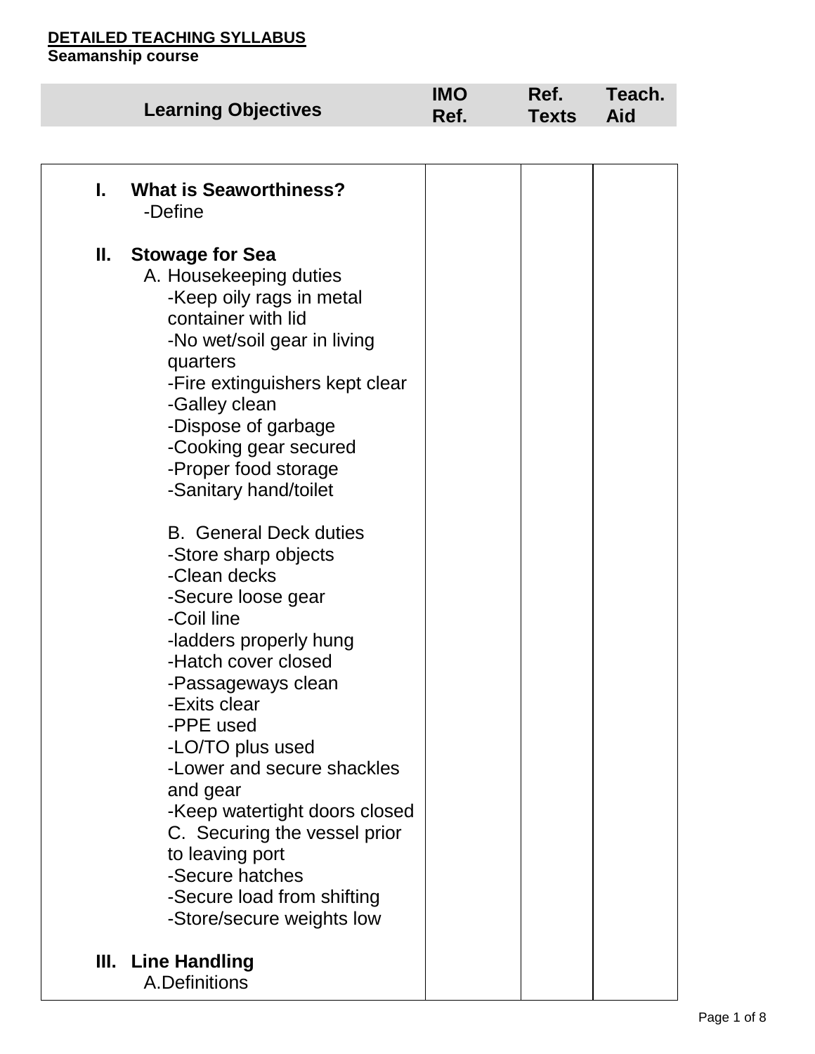**DETAILED TEACHING SYLLABUS**
**Seamanship course**

| Learning Objectives | IMO Ref. | Ref. Texts | Teach. Aid |
|---|---|---|---|
| **I. What is Seaworthiness?**<br>-Define<br><br>**II. Stowage for Sea**<br>A. Housekeeping duties<br>-Keep oily rags in metal container with lid<br>-No wet/soil gear in living quarters<br>-Fire extinguishers kept clear<br>-Galley clean<br>-Dispose of garbage<br>-Cooking gear secured<br>-Proper food storage<br>-Sanitary hand/toilet<br><br>B. General Deck duties<br>-Store sharp objects<br>-Clean decks<br>-Secure loose gear<br>-Coil line<br>-ladders properly hung<br>-Hatch cover closed<br>-Passageways clean<br>-Exits clear<br>-PPE used<br>-LO/TO plus used<br>-Lower and secure shackles and gear<br>-Keep watertight doors closed<br>C. Securing the vessel prior to leaving port<br>-Secure hatches<br>-Secure load from shifting<br>-Store/secure weights low<br><br>**III. Line Handling**<br>A.Definitions | | | |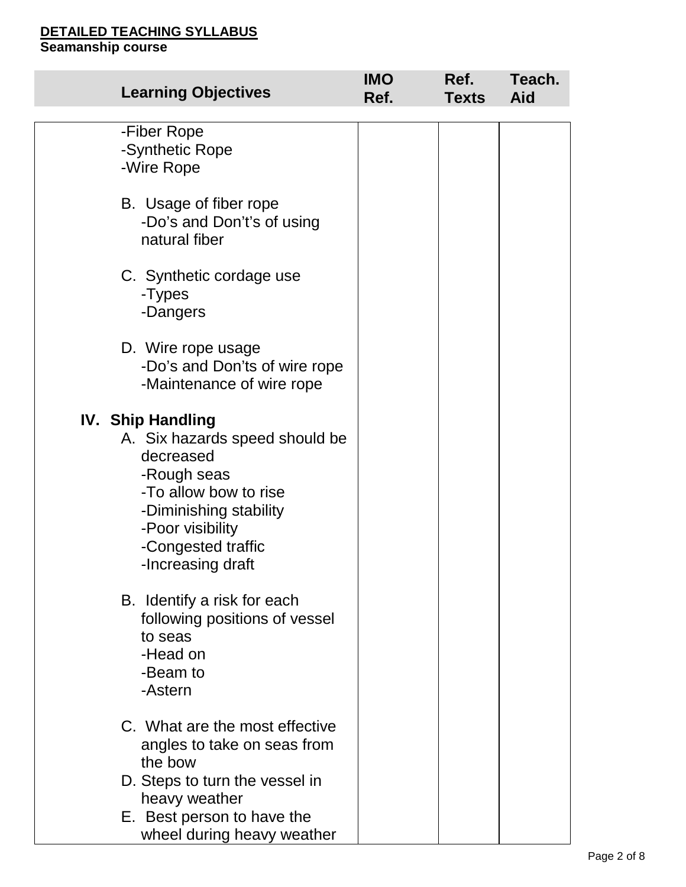**DETAILED TEACHING SYLLABUS**
**Seamanship course**

| Learning Objectives | IMO Ref. | Ref. Texts | Teach. Aid |
|---|---|---|---|
| -Fiber Rope<br>-Synthetic Rope<br>-Wire Rope<br><br>B. Usage of fiber rope<br>-Do's and Don't's of using natural fiber<br><br>C. Synthetic cordage use<br>-Types<br>-Dangers<br><br>D. Wire rope usage<br>-Do's and Don'ts of wire rope<br>-Maintenance of wire rope<br><br>**IV. Ship Handling**<br>A. Six hazards speed should be decreased<br>-Rough seas<br>-To allow bow to rise<br>-Diminishing stability<br>-Poor visibility<br>-Congested traffic<br>-Increasing draft<br><br>B. Identify a risk for each following positions of vessel to seas<br>-Head on<br>-Beam to<br>-Astern<br><br>C. What are the most effective angles to take on seas from the bow<br>D. Steps to turn the vessel in heavy weather<br>E. Best person to have the wheel during heavy weather | | | |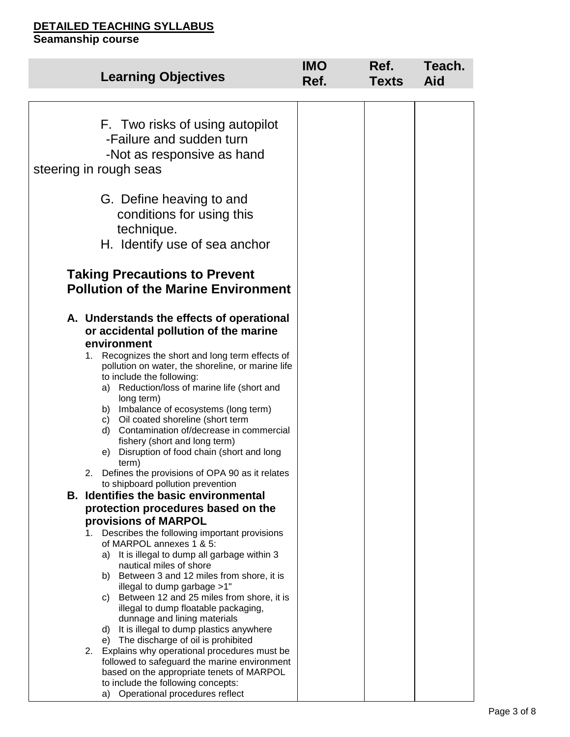**DETAILED TEACHING SYLLABUS**
**Seamanship course**

| Learning Objectives | IMO Ref. | Ref. Texts | Teach. Aid |
|---|---|---|---|
| F. Two risks of using autopilot<br>-Failure and sudden turn<br>-Not as responsive as hand steering in rough seas<br><br>G. Define heaving to and conditions for using this technique.<br>H. Identify use of sea anchor<br><br>**Taking Precautions to Prevent Pollution of the Marine Environment**<br><br>**A. Understands the effects of operational or accidental pollution of the marine environment**<br>1. Recognizes the short and long term effects of pollution on water, the shoreline, or marine life to include the following:<br>a) Reduction/loss of marine life (short and long term)<br>b) Imbalance of ecosystems (long term)<br>c) Oil coated shoreline (short term<br>d) Contamination of/decrease in commercial fishery (short and long term)<br>e) Disruption of food chain (short and long term)<br>2. Defines the provisions of OPA 90 as it relates to shipboard pollution prevention<br>**B. Identifies the basic environmental protection procedures based on the provisions of MARPOL**<br>1. Describes the following important provisions of MARPOL annexes 1 & 5:<br>a) It is illegal to dump all garbage within 3 nautical miles of shore<br>b) Between 3 and 12 miles from shore, it is illegal to dump garbage >1"<br>c) Between 12 and 25 miles from shore, it is illegal to dump floatable packaging, dunnage and lining materials<br>d) It is illegal to dump plastics anywhere<br>e) The discharge of oil is prohibited<br>2. Explains why operational procedures must be followed to safeguard the marine environment based on the appropriate tenets of MARPOL to include the following concepts:<br>a) Operational procedures reflect | | | |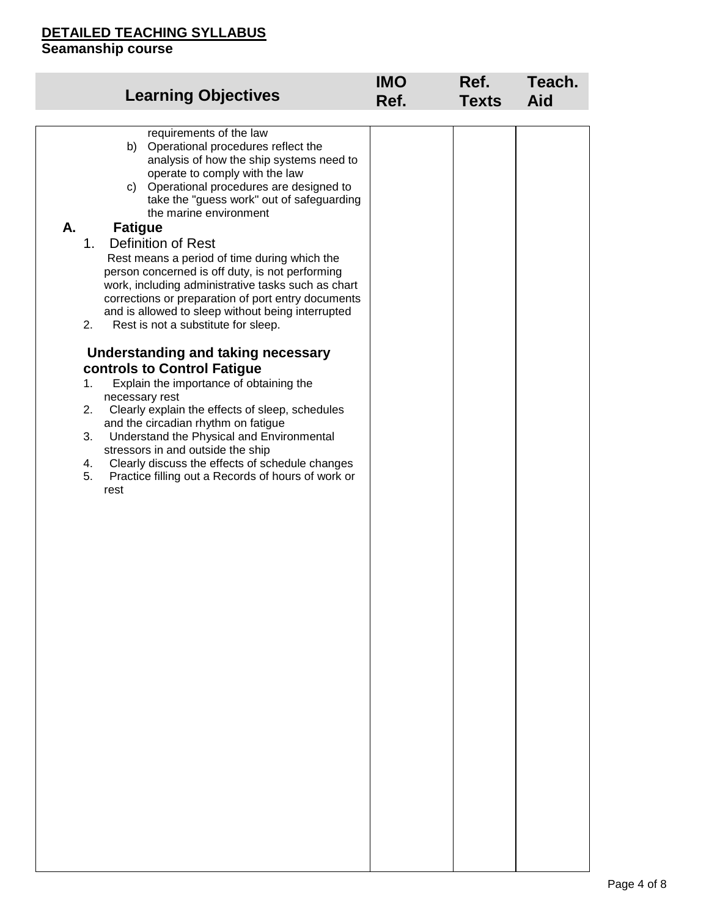**DETAILED TEACHING SYLLABUS**
**Seamanship course**

| Learning Objectives | IMO Ref. | Ref. Texts | Teach. Aid |
|---|---|---|---|
| requirements of the law<br>b) Operational procedures reflect the analysis of how the ship systems need to operate to comply with the law<br>c) Operational procedures are designed to take the "guess work" out of safeguarding the marine environment<br>**A. Fatigue**<br>1. Definition of Rest<br>Rest means a period of time during which the person concerned is off duty, is not performing work, including administrative tasks such as chart corrections or preparation of port entry documents and is allowed to sleep without being interrupted<br>2. Rest is not a substitute for sleep.<br>**Understanding and taking necessary controls to Control Fatigue**<br>1. Explain the importance of obtaining the necessary rest<br>2. Clearly explain the effects of sleep, schedules and the circadian rhythm on fatigue<br>3. Understand the Physical and Environmental stressors in and outside the ship<br>4. Clearly discuss the effects of schedule changes<br>5. Practice filling out a Records of hours of work or rest | | | |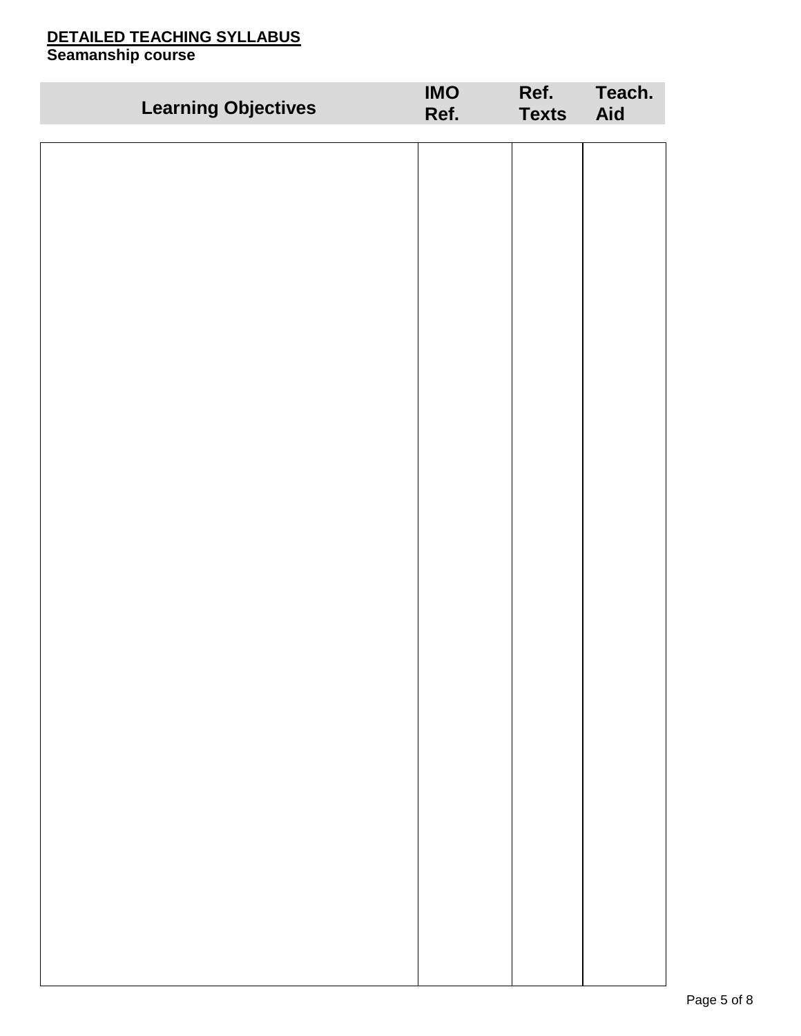**DETAILED TEACHING SYLLABUS**
**Seamanship course**

| Learning Objectives | IMO Ref. | Ref. Texts | Teach. Aid |
|---|---|---|---|
| | | | |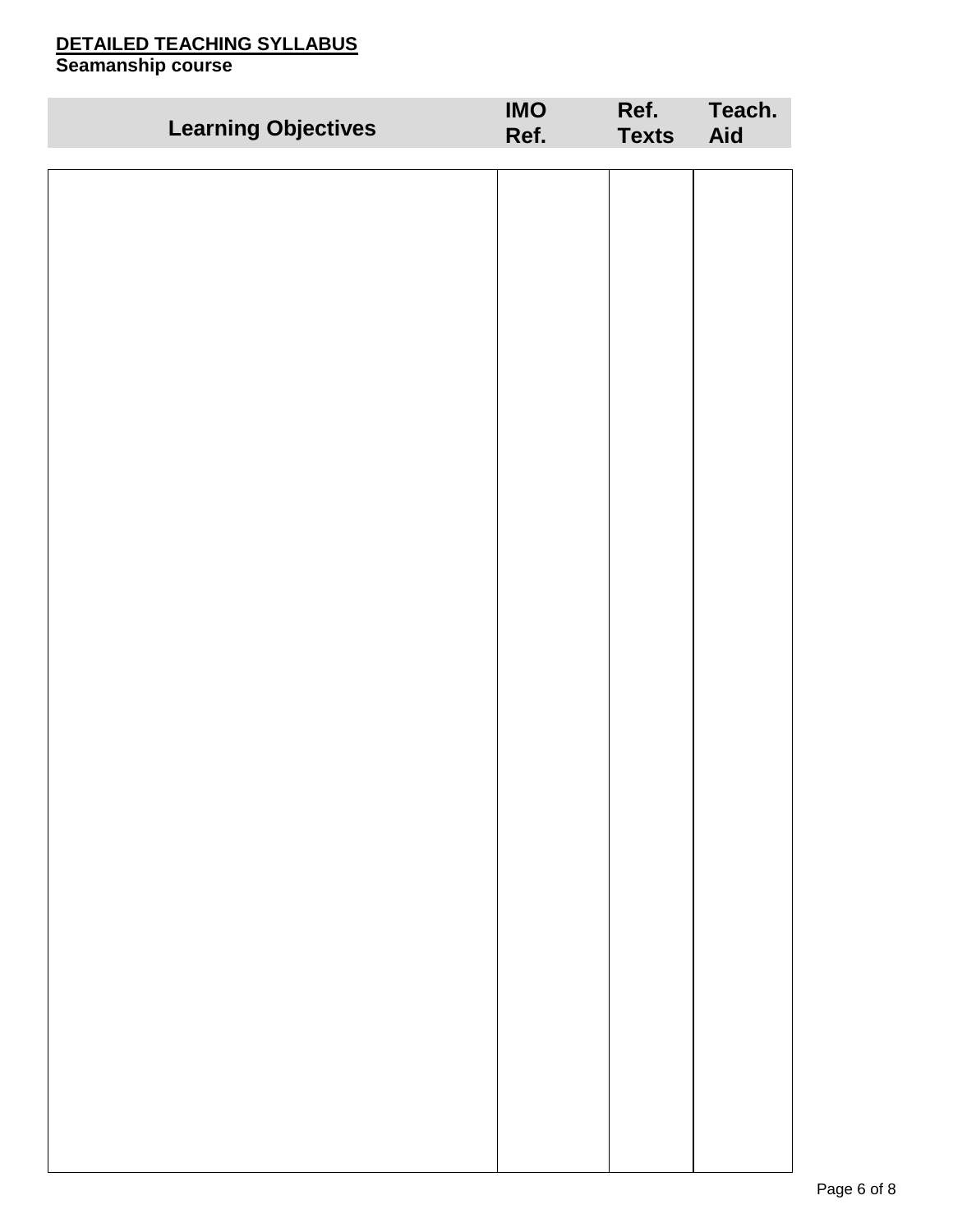**DETAILED TEACHING SYLLABUS**

**Seamanship course**

| Learning Objectives | IMO Ref. | Ref. Texts | Teach. Aid |
|---|---|---|---|
| | | | |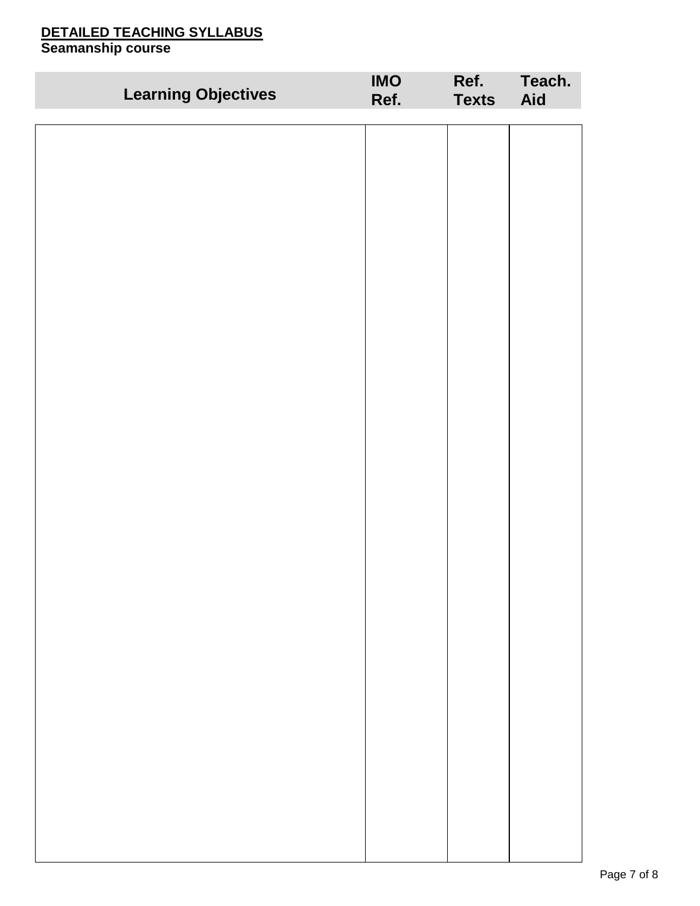**DETAILED TEACHING SYLLABUS**
**Seamanship course**

| Learning Objectives | IMO Ref. | Ref. Texts | Teach. Aid |
| --- | --- | --- | --- |
| | | | |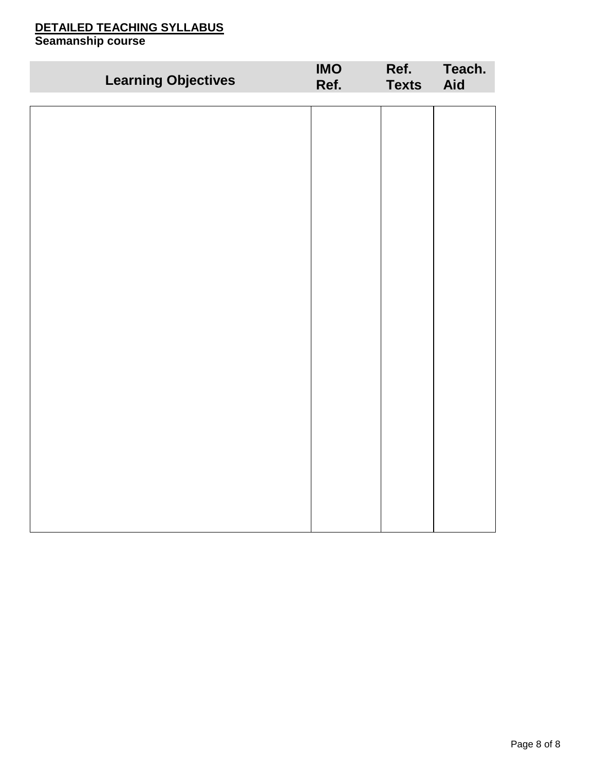**DETAILED TEACHING SYLLABUS**
**Seamanship course**

| Learning Objectives | IMO Ref. | Ref. Texts | Teach. Aid |
|---|---|---|---|
| | | | |